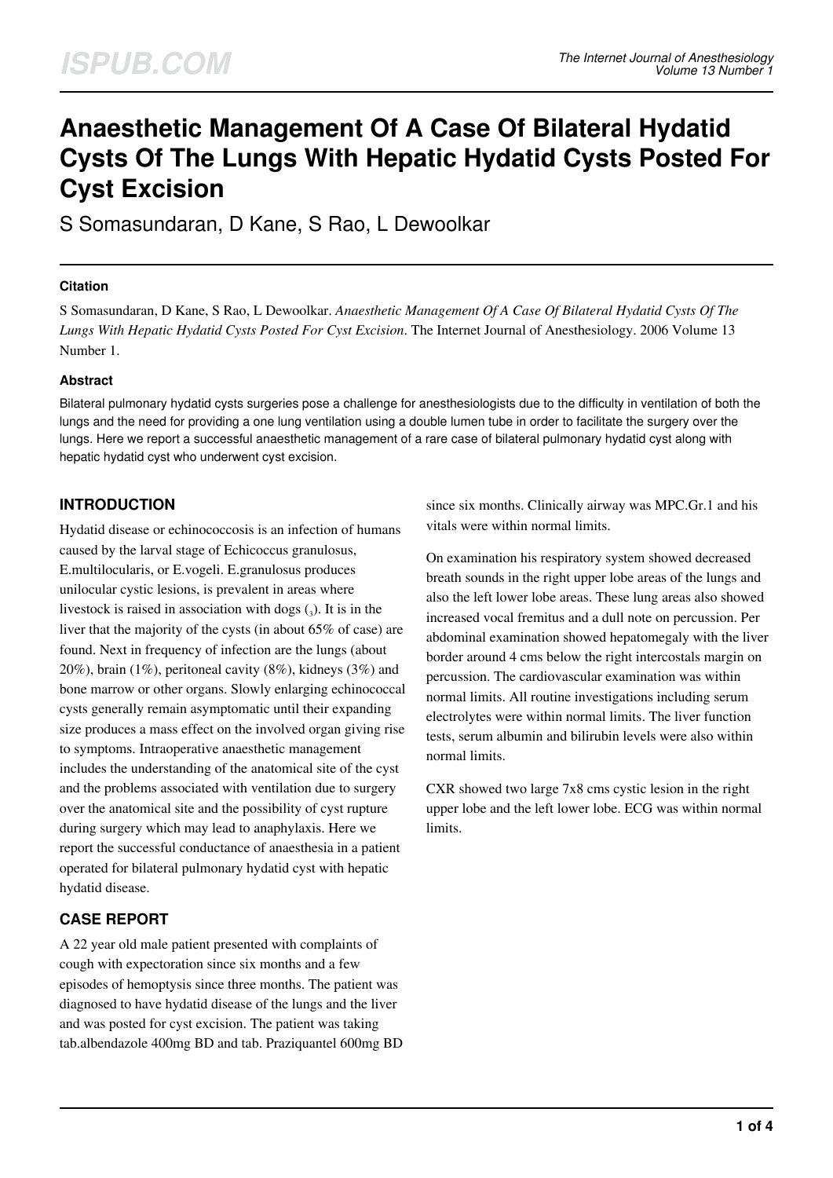# Anaesthetic Management Of A Case Of Bilateral Hydatid Cysts Of The Lungs With Hepatic Hydatid Cysts Posted For Cyst Excision

S Somasundaran, D Kane, S Rao, L Dewoolkar

### Citation

S Somasundaran, D Kane, S Rao, L Dewoolkar. *Anaesthetic Management Of A Case Of Bilateral Hydatid Cysts Of The Lungs With Hepatic Hydatid Cysts Posted For Cyst Excision*. The Internet Journal of Anesthesiology. 2006 Volume 13 Number 1.

### Abstract

Bilateral pulmonary hydatid cysts surgeries pose a challenge for anesthesiologists due to the difficulty in ventilation of both the lungs and the need for providing a one lung ventilation using a double lumen tube in order to facilitate the surgery over the lungs. Here we report a successful anaesthetic management of a rare case of bilateral pulmonary hydatid cyst along with hepatic hydatid cyst who underwent cyst excision.

## INTRODUCTION

Hydatid disease or echinococcosis is an infection of humans caused by the larval stage of Echicoccus granulosus, E.multilocularis, or E.vogeli. E.granulosus produces unilocular cystic lesions, is prevalent in areas where livestock is raised in association with dogs ([3]). It is in the liver that the majority of the cysts (in about 65% of case) are found. Next in frequency of infection are the lungs (about 20%), brain (1%), peritoneal cavity (8%), kidneys (3%) and bone marrow or other organs. Slowly enlarging echinococcal cysts generally remain asymptomatic until their expanding size produces a mass effect on the involved organ giving rise to symptoms. Intraoperative anaesthetic management includes the understanding of the anatomical site of the cyst and the problems associated with ventilation due to surgery over the anatomical site and the possibility of cyst rupture during surgery which may lead to anaphylaxis. Here we report the successful conductance of anaesthesia in a patient operated for bilateral pulmonary hydatid cyst with hepatic hydatid disease.

## CASE REPORT

A 22 year old male patient presented with complaints of cough with expectoration since six months and a few episodes of hemoptysis since three months. The patient was diagnosed to have hydatid disease of the lungs and the liver and was posted for cyst excision. The patient was taking tab.albendazole 400mg BD and tab. Praziquantel 600mg BD since six months. Clinically airway was MPC.Gr.1 and his vitals were within normal limits.

On examination his respiratory system showed decreased breath sounds in the right upper lobe areas of the lungs and also the left lower lobe areas. These lung areas also showed increased vocal fremitus and a dull note on percussion. Per abdominal examination showed hepatomegaly with the liver border around 4 cms below the right intercostals margin on percussion. The cardiovascular examination was within normal limits. All routine investigations including serum electrolytes were within normal limits. The liver function tests, serum albumin and bilirubin levels were also within normal limits.

CXR showed two large 7x8 cms cystic lesion in the right upper lobe and the left lower lobe. ECG was within normal limits.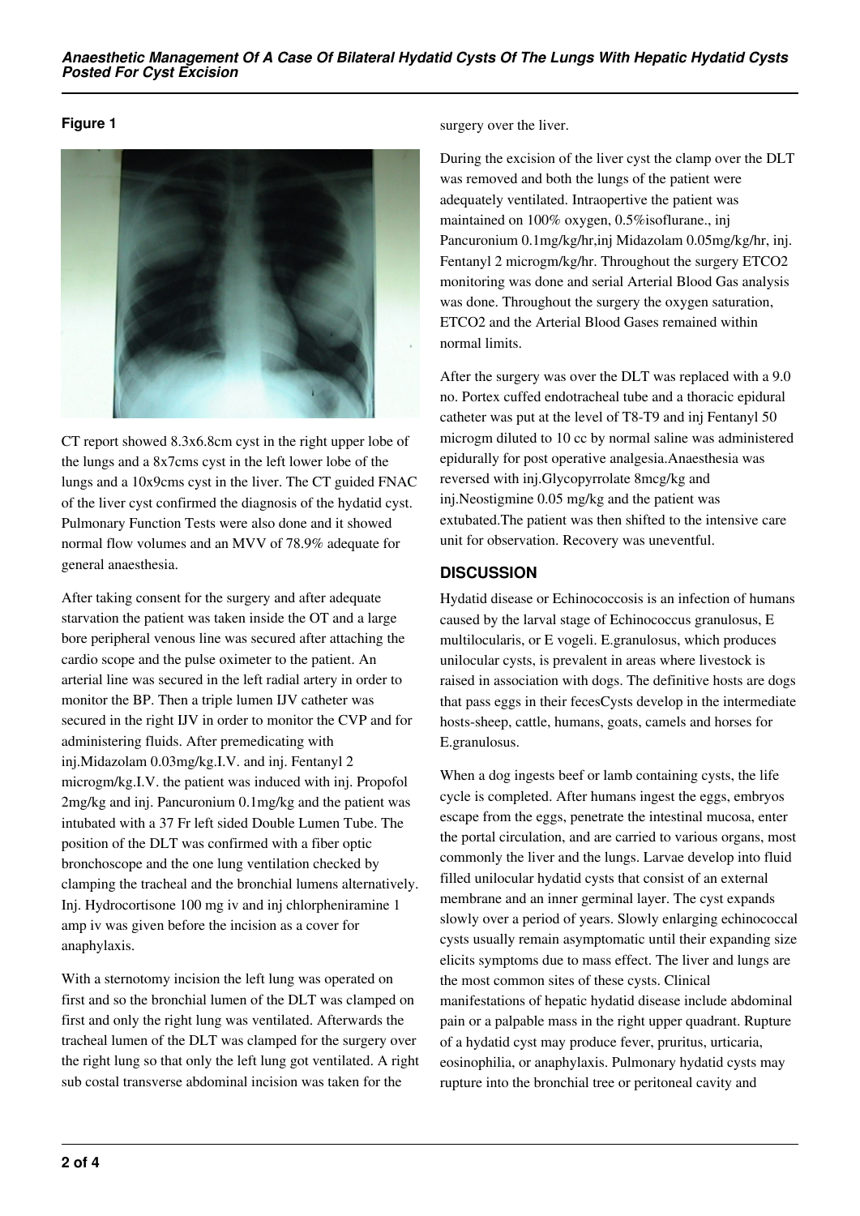**Figure 1**

CT report showed 8.3x6.8cm cyst in the right upper lobe of the lungs and a 8x7cms cyst in the left lower lobe of the lungs and a 10x9cms cyst in the liver. The CT guided FNAC of the liver cyst confirmed the diagnosis of the hydatid cyst. Pulmonary Function Tests were also done and it showed normal flow volumes and an MVV of 78.9% adequate for general anaesthesia.

After taking consent for the surgery and after adequate starvation the patient was taken inside the OT and a large bore peripheral venous line was secured after attaching the cardio scope and the pulse oximeter to the patient. An arterial line was secured in the left radial artery in order to monitor the BP. Then a triple lumen IJV catheter was secured in the right IJV in order to monitor the CVP and for administering fluids. After premedicating with inj.Midazolam 0.03mg/kg.I.V. and inj. Fentanyl 2 microgm/kg.I.V. the patient was induced with inj. Propofol 2mg/kg and inj. Pancuronium 0.1mg/kg and the patient was intubated with a 37 Fr left sided Double Lumen Tube. The position of the DLT was confirmed with a fiber optic bronchoscope and the one lung ventilation checked by clamping the tracheal and the bronchial lumens alternatively. Inj. Hydrocortisone 100 mg iv and inj chlorpheniramine 1 amp iv was given before the incision as a cover for anaphylaxis.

With a sternotomy incision the left lung was operated on first and so the bronchial lumen of the DLT was clamped on first and only the right lung was ventilated. Afterwards the tracheal lumen of the DLT was clamped for the surgery over the right lung so that only the left lung got ventilated. A right sub costal transverse abdominal incision was taken for the surgery over the liver.

During the excision of the liver cyst the clamp over the DLT was removed and both the lungs of the patient were adequately ventilated. Intraopertive the patient was maintained on 100% oxygen, 0.5%isoflurane., inj Pancuronium 0.1mg/kg/hr,inj Midazolam 0.05mg/kg/hr, inj. Fentanyl 2 microgm/kg/hr. Throughout the surgery ETCO2 monitoring was done and serial Arterial Blood Gas analysis was done. Throughout the surgery the oxygen saturation, ETCO2 and the Arterial Blood Gases remained within normal limits.

After the surgery was over the DLT was replaced with a 9.0 no. Portex cuffed endotracheal tube and a thoracic epidural catheter was put at the level of T8-T9 and inj Fentanyl 50 microgm diluted to 10 cc by normal saline was administered epidurally for post operative analgesia.Anaesthesia was reversed with inj.Glycopyrrolate 8mcg/kg and inj.Neostigmine 0.05 mg/kg and the patient was extubated.The patient was then shifted to the intensive care unit for observation. Recovery was uneventful.

## DISCUSSION

Hydatid disease or Echinococcosis is an infection of humans caused by the larval stage of Echinococcus granulosus, E multilocularis, or E vogeli. E.granulosus, which produces unilocular cysts, is prevalent in areas where livestock is raised in association with dogs. The definitive hosts are dogs that pass eggs in their fecesCysts develop in the intermediate hosts-sheep, cattle, humans, goats, camels and horses for E.granulosus.

When a dog ingests beef or lamb containing cysts, the life cycle is completed. After humans ingest the eggs, embryos escape from the eggs, penetrate the intestinal mucosa, enter the portal circulation, and are carried to various organs, most commonly the liver and the lungs. Larvae develop into fluid filled unilocular hydatid cysts that consist of an external membrane and an inner germinal layer. The cyst expands slowly over a period of years. Slowly enlarging echinococcal cysts usually remain asymptomatic until their expanding size elicits symptoms due to mass effect. The liver and lungs are the most common sites of these cysts. Clinical manifestations of hepatic hydatid disease include abdominal pain or a palpable mass in the right upper quadrant. Rupture of a hydatid cyst may produce fever, pruritus, urticaria, eosinophilia, or anaphylaxis. Pulmonary hydatid cysts may rupture into the bronchial tree or peritoneal cavity and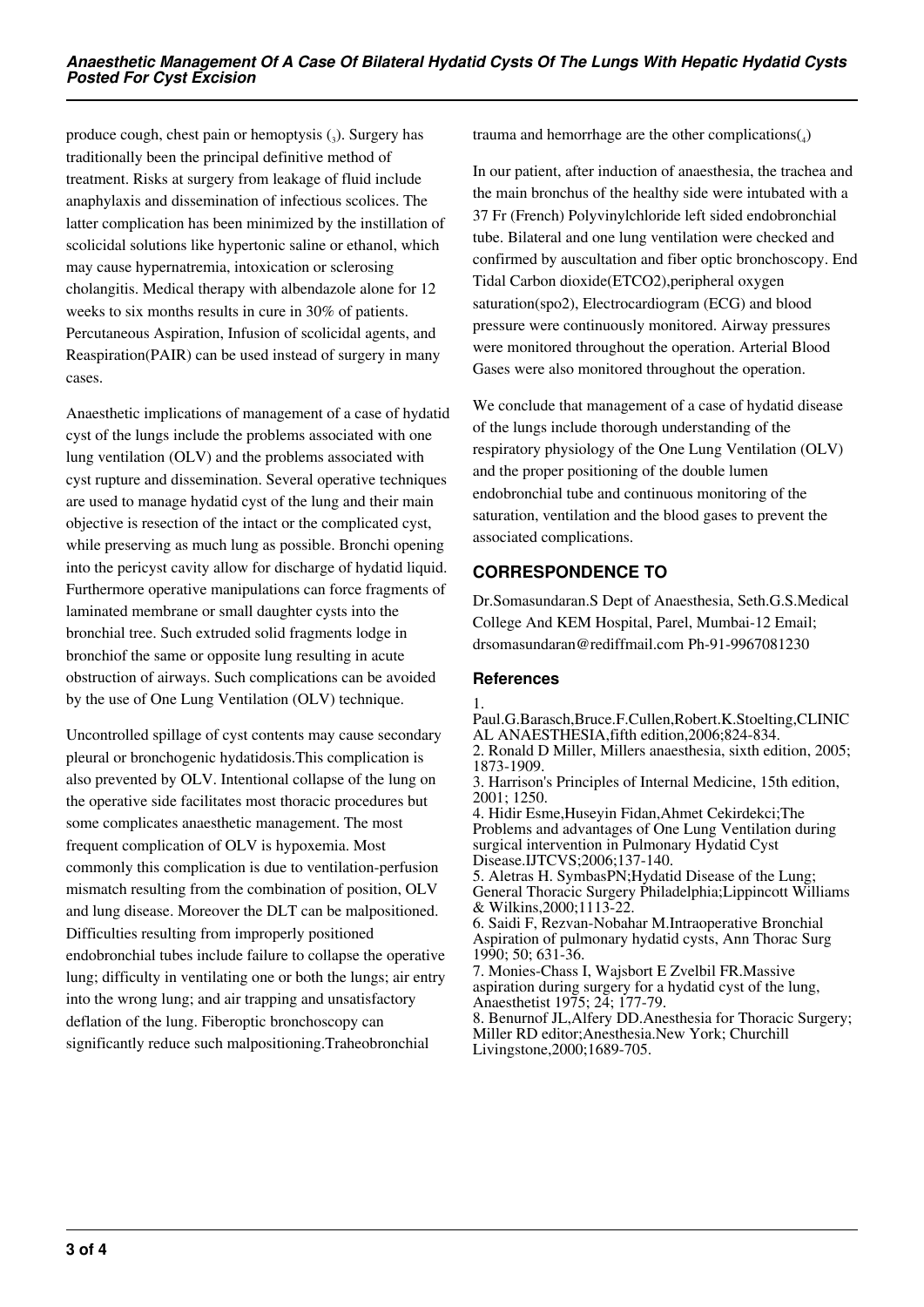produce cough, chest pain or hemoptysis ([3]). Surgery has traditionally been the principal definitive method of treatment. Risks at surgery from leakage of fluid include anaphylaxis and dissemination of infectious scolices. The latter complication has been minimized by the instillation of scolicidal solutions like hypertonic saline or ethanol, which may cause hypernatremia, intoxication or sclerosing cholangitis. Medical therapy with albendazole alone for 12 weeks to six months results in cure in 30% of patients. Percutaneous Aspiration, Infusion of scolicidal agents, and Reaspiration(PAIR) can be used instead of surgery in many cases.

Anaesthetic implications of management of a case of hydatid cyst of the lungs include the problems associated with one lung ventilation (OLV) and the problems associated with cyst rupture and dissemination. Several operative techniques are used to manage hydatid cyst of the lung and their main objective is resection of the intact or the complicated cyst, while preserving as much lung as possible. Bronchi opening into the pericyst cavity allow for discharge of hydatid liquid. Furthermore operative manipulations can force fragments of laminated membrane or small daughter cysts into the bronchial tree. Such extruded solid fragments lodge in bronchiof the same or opposite lung resulting in acute obstruction of airways. Such complications can be avoided by the use of One Lung Ventilation (OLV) technique.

Uncontrolled spillage of cyst contents may cause secondary pleural or bronchogenic hydatidosis.This complication is also prevented by OLV. Intentional collapse of the lung on the operative side facilitates most thoracic procedures but some complicates anaesthetic management. The most frequent complication of OLV is hypoxemia. Most commonly this complication is due to ventilation-perfusion mismatch resulting from the combination of position, OLV and lung disease. Moreover the DLT can be malpositioned. Difficulties resulting from improperly positioned endobronchial tubes include failure to collapse the operative lung; difficulty in ventilating one or both the lungs; air entry into the wrong lung; and air trapping and unsatisfactory deflation of the lung. Fiberoptic bronchoscopy can significantly reduce such malpositioning.Traheobronchial trauma and hemorrhage are the other complications([4])

In our patient, after induction of anaesthesia, the trachea and the main bronchus of the healthy side were intubated with a 37 Fr (French) Polyvinylchloride left sided endobronchial tube. Bilateral and one lung ventilation were checked and confirmed by auscultation and fiber optic bronchoscopy. End Tidal Carbon dioxide(ETCO2),peripheral oxygen saturation(spo2), Electrocardiogram (ECG) and blood pressure were continuously monitored. Airway pressures were monitored throughout the operation. Arterial Blood Gases were also monitored throughout the operation.

We conclude that management of a case of hydatid disease of the lungs include thorough understanding of the respiratory physiology of the One Lung Ventilation (OLV) and the proper positioning of the double lumen endobronchial tube and continuous monitoring of the saturation, ventilation and the blood gases to prevent the associated complications.

## CORRESPONDENCE TO

Dr.Somasundaran.S Dept of Anaesthesia, Seth.G.S.Medical College And KEM Hospital, Parel, Mumbai-12 Email; drsomasundaran@rediffmail.com Ph-91-9967081230

### References

1. Paul.G.Barasch,Bruce.F.Cullen,Robert.K.Stoelting,CLINICAL ANAESTHESIA,fifth edition,2006;824-834.
2. Ronald D Miller, Millers anaesthesia, sixth edition, 2005; 1873-1909.
3. Harrison's Principles of Internal Medicine, 15th edition, 2001; 1250.
4. Hidir Esme,Huseyin Fidan,Ahmet Cekirdekci;The Problems and advantages of One Lung Ventilation during surgical intervention in Pulmonary Hydatid Cyst Disease.IJTCVS;2006;137-140.
5. Aletras H. SymbasPN;Hydatid Disease of the Lung; General Thoracic Surgery Philadelphia;Lippincott Williams & Wilkins,2000;1113-22.
6. Saidi F, Rezvan-Nobahar M.Intraoperative Bronchial Aspiration of pulmonary hydatid cysts, Ann Thorac Surg 1990; 50; 631-36.
7. Monies-Chass I, Wajsbort E Zvelbil FR.Massive aspiration during surgery for a hydatid cyst of the lung, Anaesthetist 1975; 24; 177-79.
8. Benurnof JL,Alfery DD.Anesthesia for Thoracic Surgery; Miller RD editor;Anesthesia.New York; Churchill Livingstone,2000;1689-705.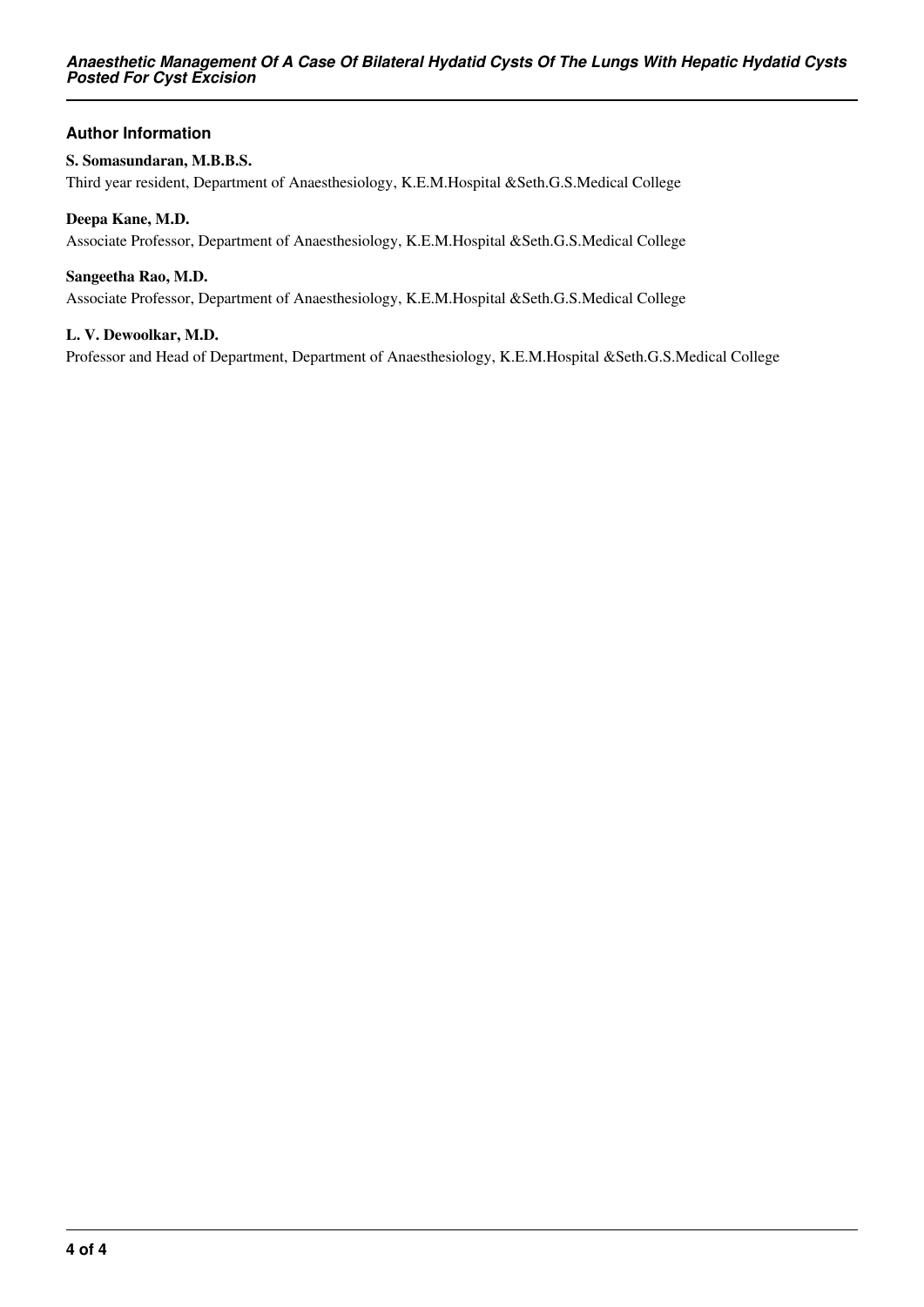### Author Information

**S. Somasundaran, M.B.B.S.**
Third year resident, Department of Anaesthesiology, K.E.M.Hospital &Seth.G.S.Medical College

**Deepa Kane, M.D.**
Associate Professor, Department of Anaesthesiology, K.E.M.Hospital &Seth.G.S.Medical College

**Sangeetha Rao, M.D.**
Associate Professor, Department of Anaesthesiology, K.E.M.Hospital &Seth.G.S.Medical College

**L. V. Dewoolkar, M.D.**
Professor and Head of Department, Department of Anaesthesiology, K.E.M.Hospital &Seth.G.S.Medical College